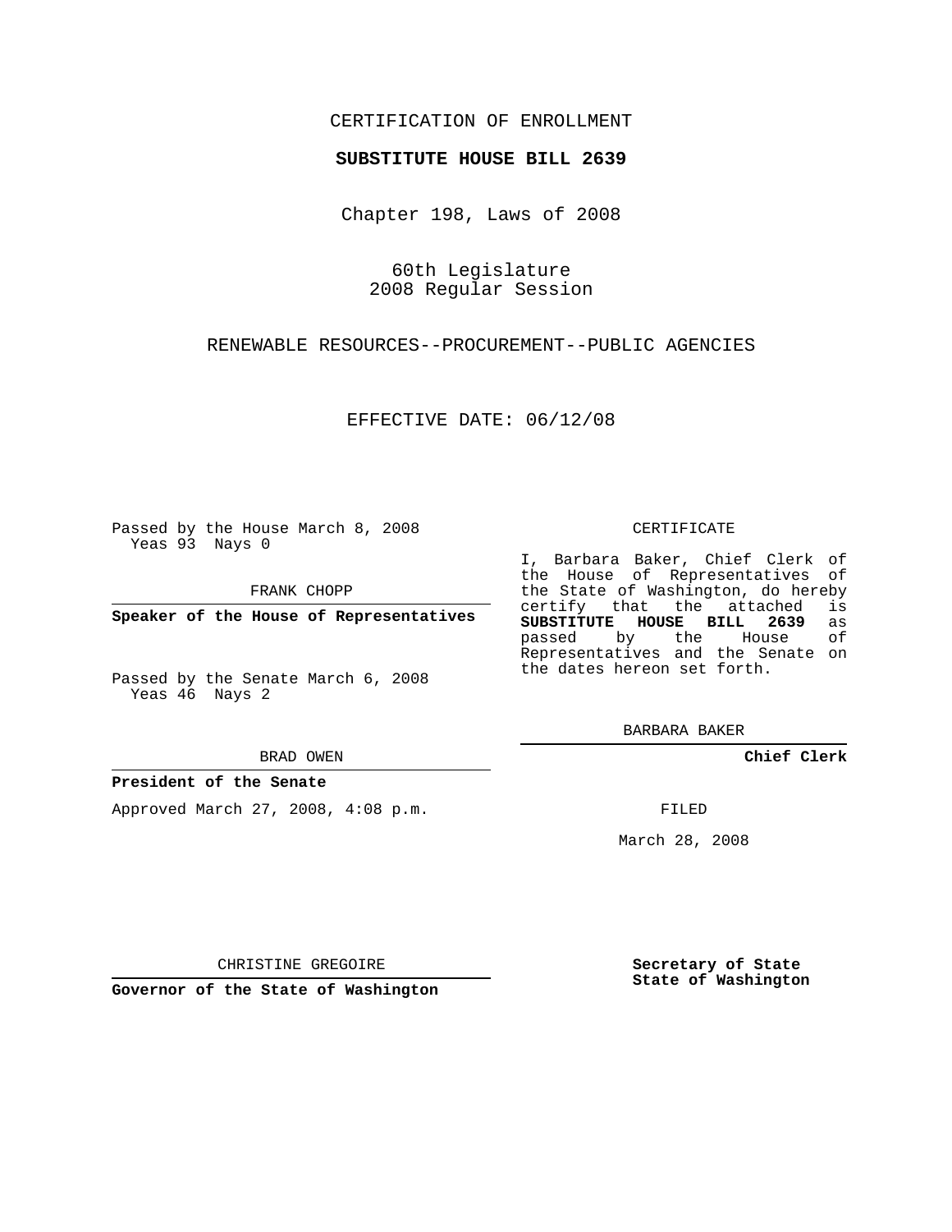CERTIFICATION OF ENROLLMENT

**SUBSTITUTE HOUSE BILL 2639**

Chapter 198, Laws of 2008

60th Legislature
2008 Regular Session

RENEWABLE RESOURCES--PROCUREMENT--PUBLIC AGENCIES

EFFECTIVE DATE: 06/12/08

Passed by the House March 8, 2008
Yeas 93 Nays 0

FRANK CHOPP

**Speaker of the House of Representatives**

Passed by the Senate March 6, 2008
Yeas 46 Nays 2

BRAD OWEN

**President of the Senate**

Approved March 27, 2008, 4:08 p.m.

CHRISTINE GREGOIRE

**Governor of the State of Washington**

CERTIFICATE

I, Barbara Baker, Chief Clerk of the House of Representatives of the State of Washington, do hereby certify that the attached is **SUBSTITUTE HOUSE BILL 2639** as passed by the House of Representatives and the Senate on the dates hereon set forth.

BARBARA BAKER

**Chief Clerk**

FILED

March 28, 2008

**Secretary of State**
**State of Washington**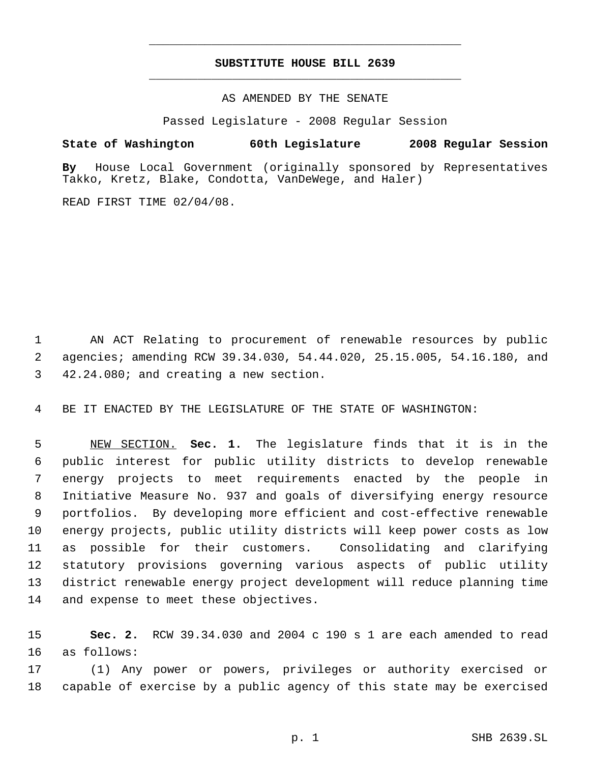# SUBSTITUTE HOUSE BILL 2639

AS AMENDED BY THE SENATE

Passed Legislature - 2008 Regular Session

**State of Washington 60th Legislature 2008 Regular Session**

**By** House Local Government (originally sponsored by Representatives Takko, Kretz, Blake, Condotta, VanDeWege, and Haler)

READ FIRST TIME 02/04/08.

AN ACT Relating to procurement of renewable resources by public agencies; amending RCW 39.34.030, 54.44.020, 25.15.005, 54.16.180, and 42.24.080; and creating a new section.

BE IT ENACTED BY THE LEGISLATURE OF THE STATE OF WASHINGTON:

NEW SECTION. **Sec. 1.** The legislature finds that it is in the public interest for public utility districts to develop renewable energy projects to meet requirements enacted by the people in Initiative Measure No. 937 and goals of diversifying energy resource portfolios. By developing more efficient and cost-effective renewable energy projects, public utility districts will keep power costs as low as possible for their customers. Consolidating and clarifying statutory provisions governing various aspects of public utility district renewable energy project development will reduce planning time and expense to meet these objectives.

**Sec. 2.** RCW 39.34.030 and 2004 c 190 s 1 are each amended to read as follows:

(1) Any power or powers, privileges or authority exercised or capable of exercise by a public agency of this state may be exercised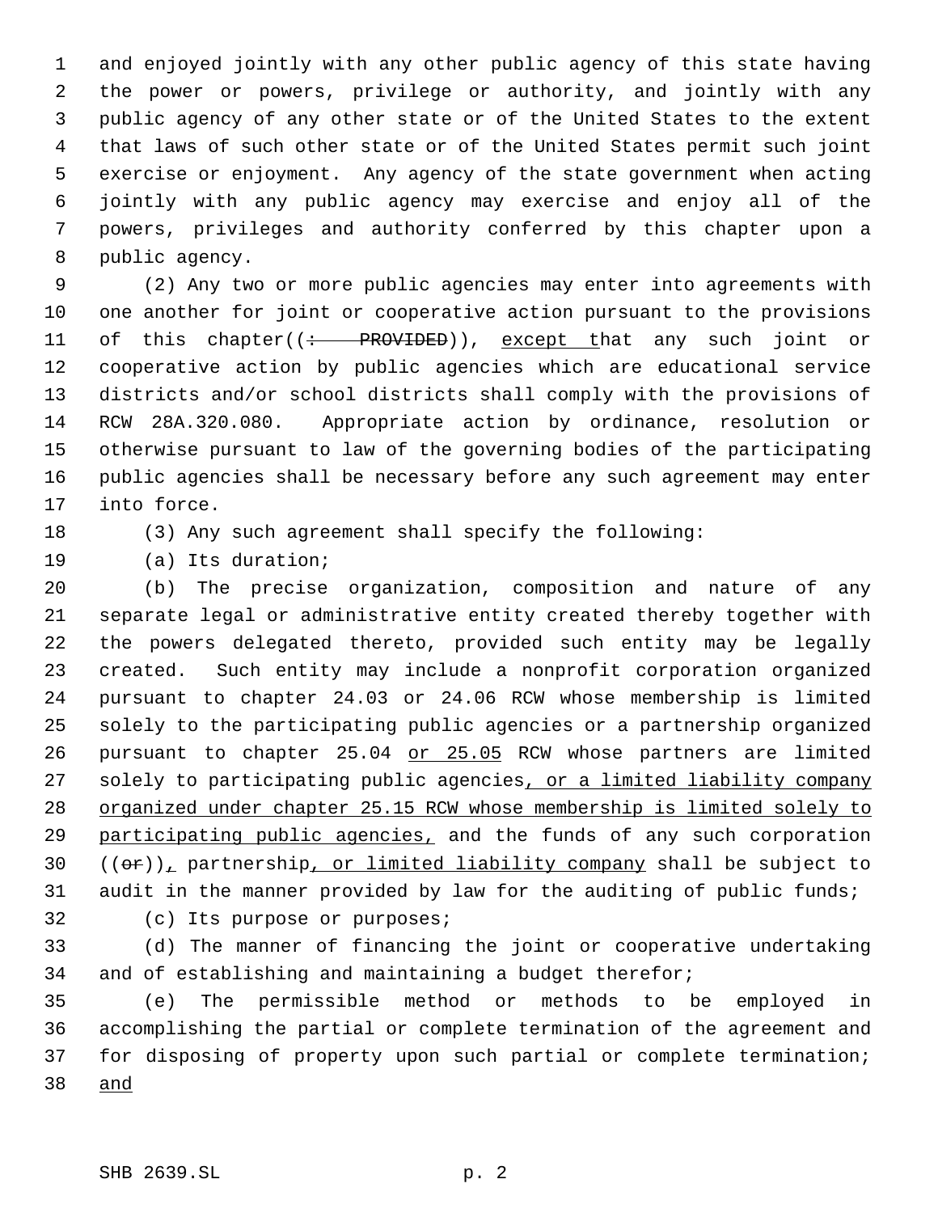and enjoyed jointly with any other public agency of this state having the power or powers, privilege or authority, and jointly with any public agency of any other state or of the United States to the extent that laws of such other state or of the United States permit such joint exercise or enjoyment. Any agency of the state government when acting jointly with any public agency may exercise and enjoy all of the powers, privileges and authority conferred by this chapter upon a public agency.

(2) Any two or more public agencies may enter into agreements with one another for joint or cooperative action pursuant to the provisions of this chapter((~~: PROVIDED~~)), <u>except t</u>hat any such joint or cooperative action by public agencies which are educational service districts and/or school districts shall comply with the provisions of RCW 28A.320.080. Appropriate action by ordinance, resolution or otherwise pursuant to law of the governing bodies of the participating public agencies shall be necessary before any such agreement may enter into force.

(3) Any such agreement shall specify the following:

(a) Its duration;

(b) The precise organization, composition and nature of any separate legal or administrative entity created thereby together with the powers delegated thereto, provided such entity may be legally created. Such entity may include a nonprofit corporation organized pursuant to chapter 24.03 or 24.06 RCW whose membership is limited solely to the participating public agencies or a partnership organized pursuant to chapter 25.04 <u>or 25.05</u> RCW whose partners are limited solely to participating public agencies<u>, or a limited liability company organized under chapter 25.15 RCW whose membership is limited solely to participating public agencies,</u> and the funds of any such corporation ((~~or~~))<u>,</u> partnership<u>, or limited liability company</u> shall be subject to audit in the manner provided by law for the auditing of public funds;

(c) Its purpose or purposes;

(d) The manner of financing the joint or cooperative undertaking and of establishing and maintaining a budget therefor;

(e) The permissible method or methods to be employed in accomplishing the partial or complete termination of the agreement and for disposing of property upon such partial or complete termination; <u>and</u>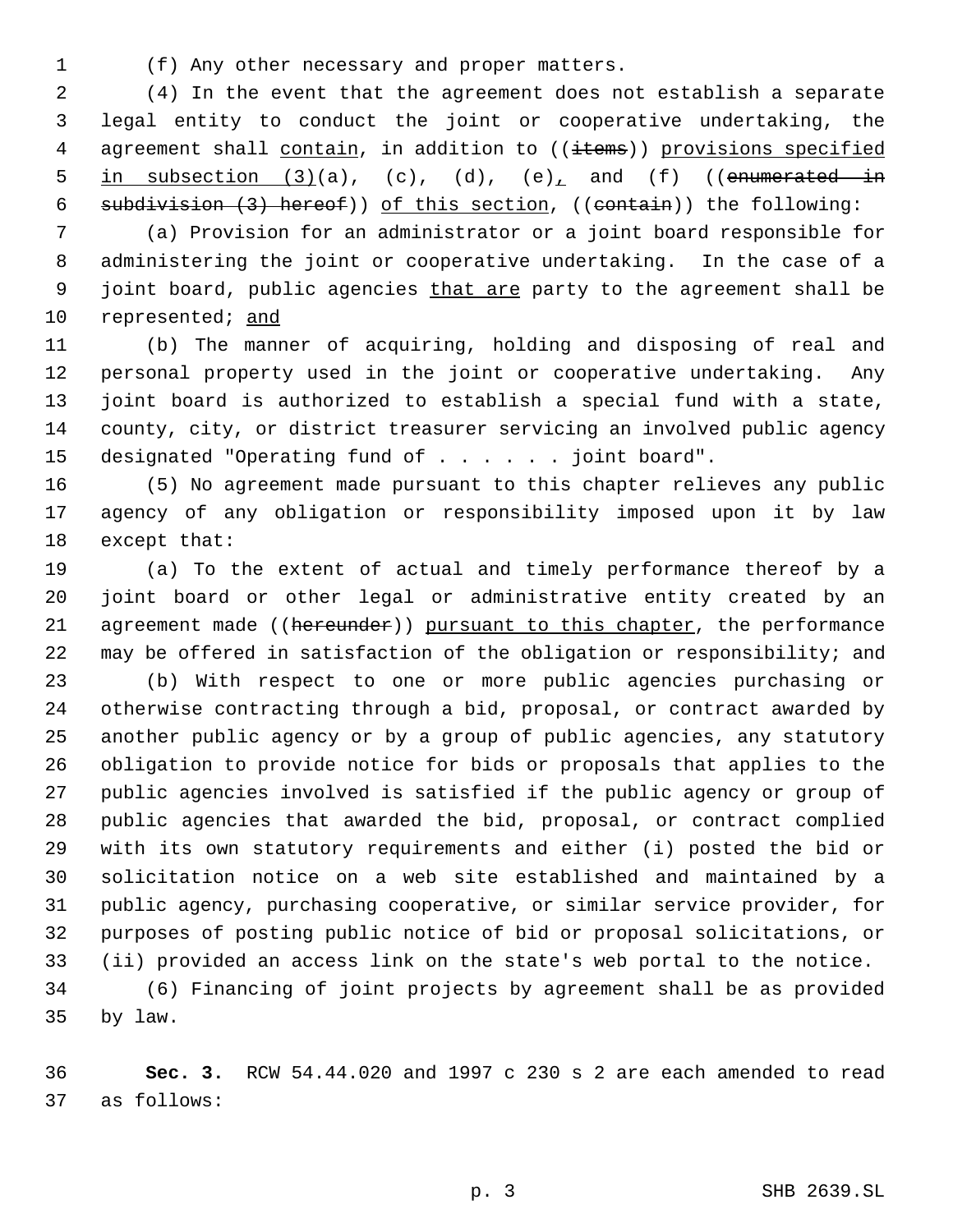(f) Any other necessary and proper matters.

(4) In the event that the agreement does not establish a separate legal entity to conduct the joint or cooperative undertaking, the agreement shall contain, in addition to ((~~items~~)) provisions specified in subsection (3)(a), (c), (d), (e), and (f) ((~~enumerated in subdivision (3) hereof~~)) of this section, ((~~contain~~)) the following:

(a) Provision for an administrator or a joint board responsible for administering the joint or cooperative undertaking. In the case of a joint board, public agencies that are party to the agreement shall be represented; and

(b) The manner of acquiring, holding and disposing of real and personal property used in the joint or cooperative undertaking. Any joint board is authorized to establish a special fund with a state, county, city, or district treasurer servicing an involved public agency designated "Operating fund of . . . . . . joint board".

(5) No agreement made pursuant to this chapter relieves any public agency of any obligation or responsibility imposed upon it by law except that:

(a) To the extent of actual and timely performance thereof by a joint board or other legal or administrative entity created by an agreement made ((~~hereunder~~)) pursuant to this chapter, the performance may be offered in satisfaction of the obligation or responsibility; and

(b) With respect to one or more public agencies purchasing or otherwise contracting through a bid, proposal, or contract awarded by another public agency or by a group of public agencies, any statutory obligation to provide notice for bids or proposals that applies to the public agencies involved is satisfied if the public agency or group of public agencies that awarded the bid, proposal, or contract complied with its own statutory requirements and either (i) posted the bid or solicitation notice on a web site established and maintained by a public agency, purchasing cooperative, or similar service provider, for purposes of posting public notice of bid or proposal solicitations, or (ii) provided an access link on the state's web portal to the notice.

(6) Financing of joint projects by agreement shall be as provided by law.

**Sec. 3.** RCW 54.44.020 and 1997 c 230 s 2 are each amended to read as follows: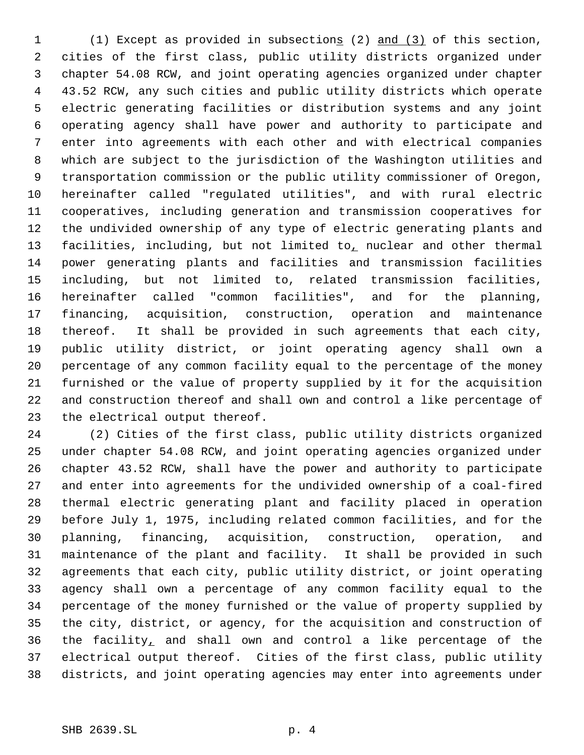(1) Except as provided in subsections (2) and (3) of this section, cities of the first class, public utility districts organized under chapter 54.08 RCW, and joint operating agencies organized under chapter 43.52 RCW, any such cities and public utility districts which operate electric generating facilities or distribution systems and any joint operating agency shall have power and authority to participate and enter into agreements with each other and with electrical companies which are subject to the jurisdiction of the Washington utilities and transportation commission or the public utility commissioner of Oregon, hereinafter called "regulated utilities", and with rural electric cooperatives, including generation and transmission cooperatives for the undivided ownership of any type of electric generating plants and facilities, including, but not limited to, nuclear and other thermal power generating plants and facilities and transmission facilities including, but not limited to, related transmission facilities, hereinafter called "common facilities", and for the planning, financing, acquisition, construction, operation and maintenance thereof. It shall be provided in such agreements that each city, public utility district, or joint operating agency shall own a percentage of any common facility equal to the percentage of the money furnished or the value of property supplied by it for the acquisition and construction thereof and shall own and control a like percentage of the electrical output thereof.

(2) Cities of the first class, public utility districts organized under chapter 54.08 RCW, and joint operating agencies organized under chapter 43.52 RCW, shall have the power and authority to participate and enter into agreements for the undivided ownership of a coal-fired thermal electric generating plant and facility placed in operation before July 1, 1975, including related common facilities, and for the planning, financing, acquisition, construction, operation, and maintenance of the plant and facility. It shall be provided in such agreements that each city, public utility district, or joint operating agency shall own a percentage of any common facility equal to the percentage of the money furnished or the value of property supplied by the city, district, or agency, for the acquisition and construction of the facility, and shall own and control a like percentage of the electrical output thereof. Cities of the first class, public utility districts, and joint operating agencies may enter into agreements under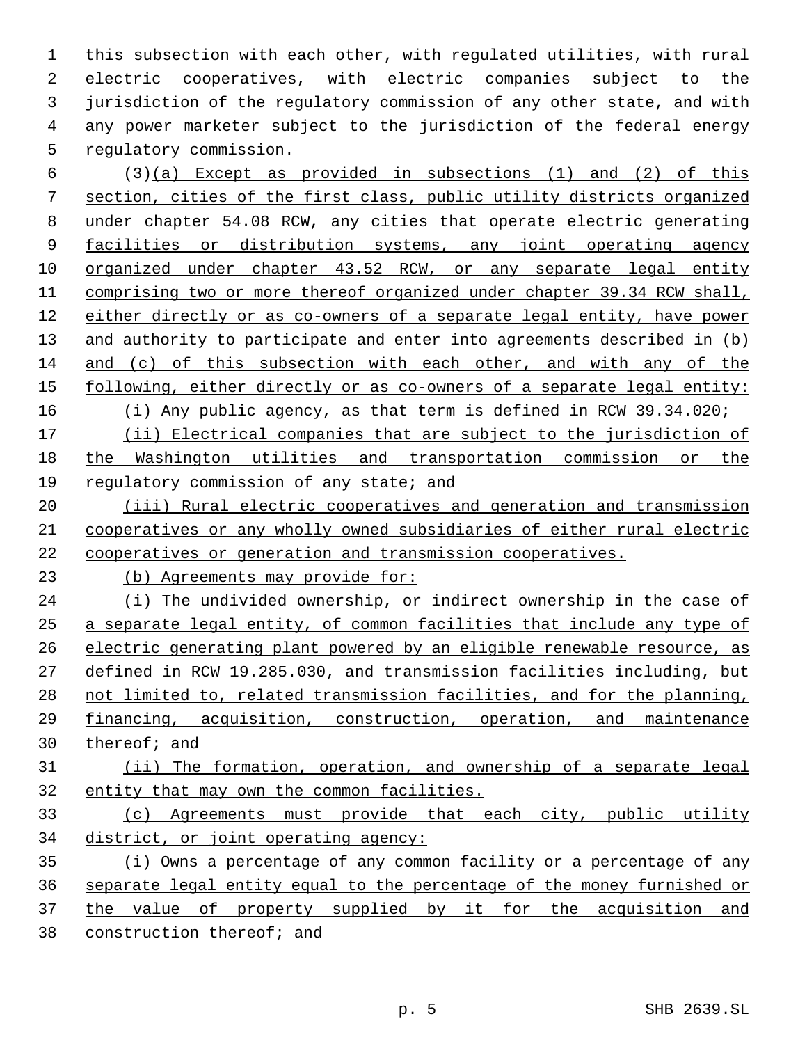this subsection with each other, with regulated utilities, with rural electric cooperatives, with electric companies subject to the jurisdiction of the regulatory commission of any other state, and with any power marketer subject to the jurisdiction of the federal energy regulatory commission.

(3)(a) Except as provided in subsections (1) and (2) of this section, cities of the first class, public utility districts organized under chapter 54.08 RCW, any cities that operate electric generating facilities or distribution systems, any joint operating agency organized under chapter 43.52 RCW, or any separate legal entity comprising two or more thereof organized under chapter 39.34 RCW shall, either directly or as co-owners of a separate legal entity, have power and authority to participate and enter into agreements described in (b) and (c) of this subsection with each other, and with any of the following, either directly or as co-owners of a separate legal entity:

(i) Any public agency, as that term is defined in RCW 39.34.020;

(ii) Electrical companies that are subject to the jurisdiction of the Washington utilities and transportation commission or the regulatory commission of any state; and

(iii) Rural electric cooperatives and generation and transmission cooperatives or any wholly owned subsidiaries of either rural electric cooperatives or generation and transmission cooperatives.

(b) Agreements may provide for:

(i) The undivided ownership, or indirect ownership in the case of a separate legal entity, of common facilities that include any type of electric generating plant powered by an eligible renewable resource, as defined in RCW 19.285.030, and transmission facilities including, but not limited to, related transmission facilities, and for the planning, financing, acquisition, construction, operation, and maintenance thereof; and

(ii) The formation, operation, and ownership of a separate legal entity that may own the common facilities.

(c) Agreements must provide that each city, public utility district, or joint operating agency:

(i) Owns a percentage of any common facility or a percentage of any separate legal entity equal to the percentage of the money furnished or the value of property supplied by it for the acquisition and construction thereof; and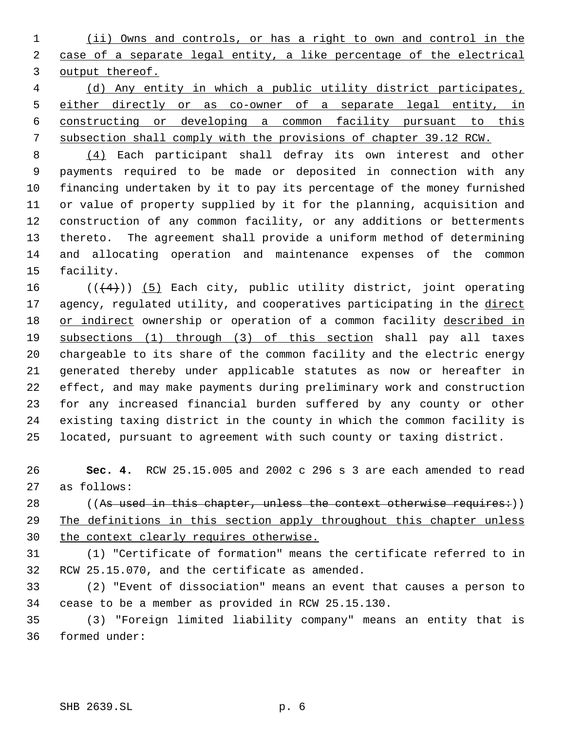(ii) Owns and controls, or has a right to own and control in the case of a separate legal entity, a like percentage of the electrical output thereof.

(d) Any entity in which a public utility district participates, either directly or as co-owner of a separate legal entity, in constructing or developing a common facility pursuant to this subsection shall comply with the provisions of chapter 39.12 RCW.

(4) Each participant shall defray its own interest and other payments required to be made or deposited in connection with any financing undertaken by it to pay its percentage of the money furnished or value of property supplied by it for the planning, acquisition and construction of any common facility, or any additions or betterments thereto. The agreement shall provide a uniform method of determining and allocating operation and maintenance expenses of the common facility.

~~((4))~~ (5) Each city, public utility district, joint operating agency, regulated utility, and cooperatives participating in the direct or indirect ownership or operation of a common facility described in subsections (1) through (3) of this section shall pay all taxes chargeable to its share of the common facility and the electric energy generated thereby under applicable statutes as now or hereafter in effect, and may make payments during preliminary work and construction for any increased financial burden suffered by any county or other existing taxing district in the county in which the common facility is located, pursuant to agreement with such county or taxing district.

**Sec. 4.** RCW 25.15.005 and 2002 c 296 s 3 are each amended to read as follows:

((~~As used in this chapter, unless the context otherwise requires:~~)) The definitions in this section apply throughout this chapter unless the context clearly requires otherwise.

(1) "Certificate of formation" means the certificate referred to in RCW 25.15.070, and the certificate as amended.

(2) "Event of dissociation" means an event that causes a person to cease to be a member as provided in RCW 25.15.130.

(3) "Foreign limited liability company" means an entity that is formed under: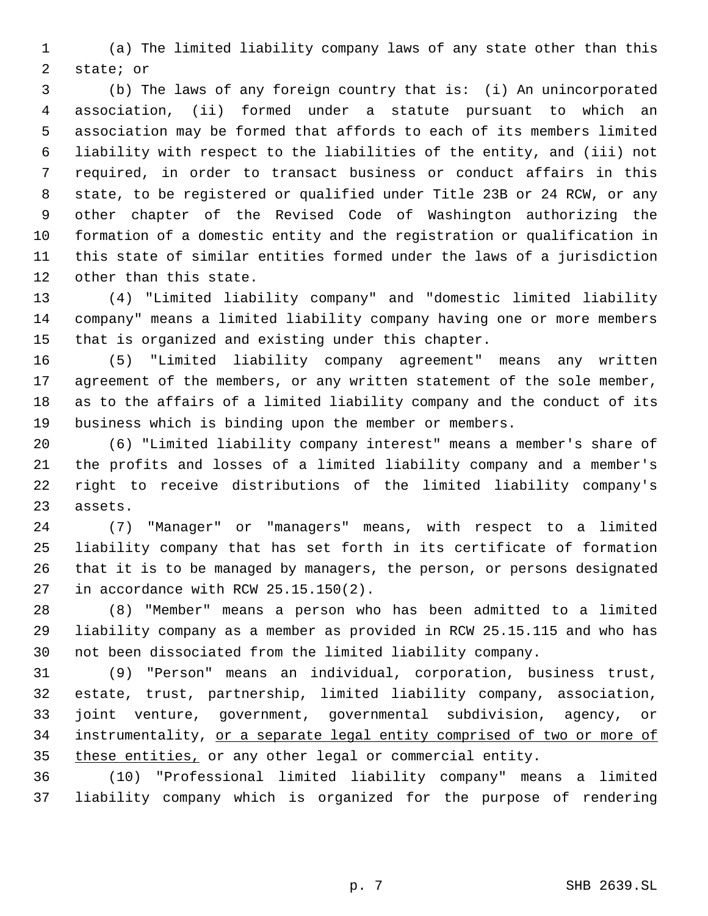(a) The limited liability company laws of any state other than this state; or

(b) The laws of any foreign country that is: (i) An unincorporated association, (ii) formed under a statute pursuant to which an association may be formed that affords to each of its members limited liability with respect to the liabilities of the entity, and (iii) not required, in order to transact business or conduct affairs in this state, to be registered or qualified under Title 23B or 24 RCW, or any other chapter of the Revised Code of Washington authorizing the formation of a domestic entity and the registration or qualification in this state of similar entities formed under the laws of a jurisdiction other than this state.

(4) "Limited liability company" and "domestic limited liability company" means a limited liability company having one or more members that is organized and existing under this chapter.

(5) "Limited liability company agreement" means any written agreement of the members, or any written statement of the sole member, as to the affairs of a limited liability company and the conduct of its business which is binding upon the member or members.

(6) "Limited liability company interest" means a member's share of the profits and losses of a limited liability company and a member's right to receive distributions of the limited liability company's assets.

(7) "Manager" or "managers" means, with respect to a limited liability company that has set forth in its certificate of formation that it is to be managed by managers, the person, or persons designated in accordance with RCW 25.15.150(2).

(8) "Member" means a person who has been admitted to a limited liability company as a member as provided in RCW 25.15.115 and who has not been dissociated from the limited liability company.

(9) "Person" means an individual, corporation, business trust, estate, trust, partnership, limited liability company, association, joint venture, government, governmental subdivision, agency, or instrumentality, <u>or a separate legal entity comprised of two or more of these entities,</u> or any other legal or commercial entity.

(10) "Professional limited liability company" means a limited liability company which is organized for the purpose of rendering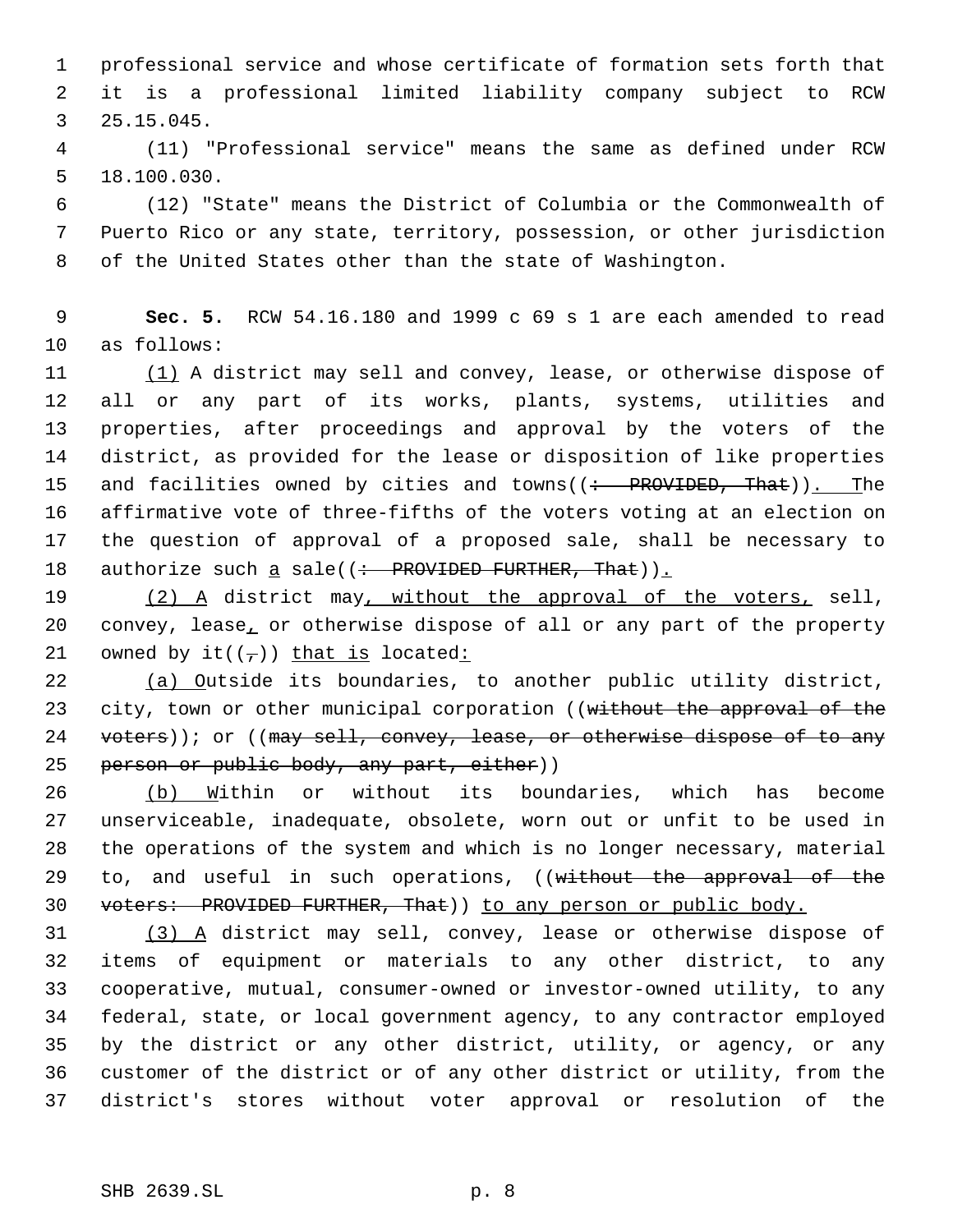professional service and whose certificate of formation sets forth that it is a professional limited liability company subject to RCW 25.15.045.

(11) "Professional service" means the same as defined under RCW 18.100.030.

(12) "State" means the District of Columbia or the Commonwealth of Puerto Rico or any state, territory, possession, or other jurisdiction of the United States other than the state of Washington.

**Sec. 5.** RCW 54.16.180 and 1999 c 69 s 1 are each amended to read as follows:

(1) A district may sell and convey, lease, or otherwise dispose of all or any part of its works, plants, systems, utilities and properties, after proceedings and approval by the voters of the district, as provided for the lease or disposition of like properties and facilities owned by cities and towns((: PROVIDED, That)). The affirmative vote of three-fifths of the voters voting at an election on the question of approval of a proposed sale, shall be necessary to authorize such a sale((: PROVIDED FURTHER, That)).

(2) A district may, without the approval of the voters, sell, convey, lease, or otherwise dispose of all or any part of the property owned by it((,)) that is located:

(a) Outside its boundaries, to another public utility district, city, town or other municipal corporation ((without the approval of the voters)); or ((may sell, convey, lease, or otherwise dispose of to any person or public body, any part, either))

(b) Within or without its boundaries, which has become unserviceable, inadequate, obsolete, worn out or unfit to be used in the operations of the system and which is no longer necessary, material to, and useful in such operations, ((without the approval of the voters: PROVIDED FURTHER, That)) to any person or public body.

(3) A district may sell, convey, lease or otherwise dispose of items of equipment or materials to any other district, to any cooperative, mutual, consumer-owned or investor-owned utility, to any federal, state, or local government agency, to any contractor employed by the district or any other district, utility, or agency, or any customer of the district or of any other district or utility, from the district's stores without voter approval or resolution of the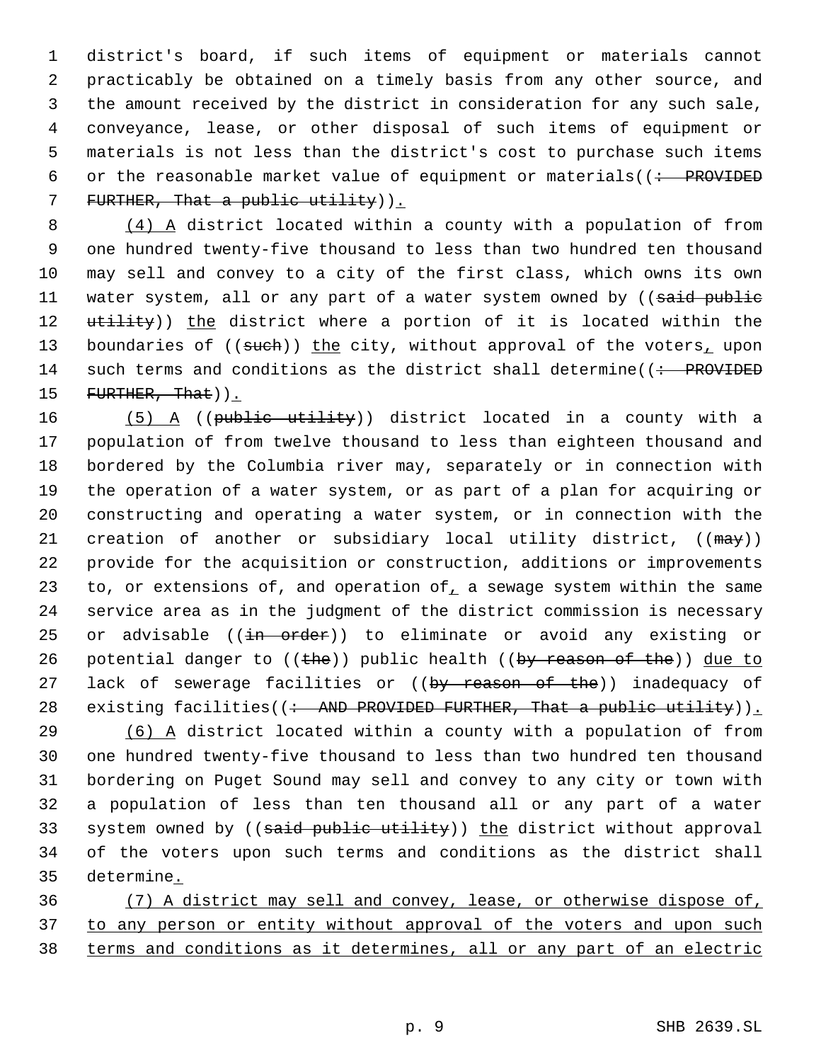district's board, if such items of equipment or materials cannot practicably be obtained on a timely basis from any other source, and the amount received by the district in consideration for any such sale, conveyance, lease, or other disposal of such items of equipment or materials is not less than the district's cost to purchase such items or the reasonable market value of equipment or materials((~~: PROVIDED FURTHER, That a public utility~~))<u>.</u>

<u>(4) A</u> district located within a county with a population of from one hundred twenty-five thousand to less than two hundred ten thousand may sell and convey to a city of the first class, which owns its own water system, all or any part of a water system owned by ((~~said public utility~~)) <u>the</u> district where a portion of it is located within the boundaries of ((~~such~~)) <u>the</u> city, without approval of the voters<u>,</u> upon such terms and conditions as the district shall determine((~~: PROVIDED FURTHER, That~~))<u>.</u>

<u>(5) A</u> ((~~public utility~~)) district located in a county with a population of from twelve thousand to less than eighteen thousand and bordered by the Columbia river may, separately or in connection with the operation of a water system, or as part of a plan for acquiring or constructing and operating a water system, or in connection with the creation of another or subsidiary local utility district, ((~~may~~)) provide for the acquisition or construction, additions or improvements to, or extensions of, and operation of<u>,</u> a sewage system within the same service area as in the judgment of the district commission is necessary or advisable ((~~in order~~)) to eliminate or avoid any existing or potential danger to ((~~the~~)) public health ((~~by reason of the~~)) <u>due to</u> lack of sewerage facilities or ((~~by reason of the~~)) inadequacy of existing facilities((~~: AND PROVIDED FURTHER, That a public utility~~))<u>.</u>

<u>(6) A</u> district located within a county with a population of from one hundred twenty-five thousand to less than two hundred ten thousand bordering on Puget Sound may sell and convey to any city or town with a population of less than ten thousand all or any part of a water system owned by ((~~said public utility~~)) <u>the</u> district without approval of the voters upon such terms and conditions as the district shall determine<u>.</u>

<u>(7) A district may sell and convey, lease, or otherwise dispose of, to any person or entity without approval of the voters and upon such terms and conditions as it determines, all or any part of an electric</u>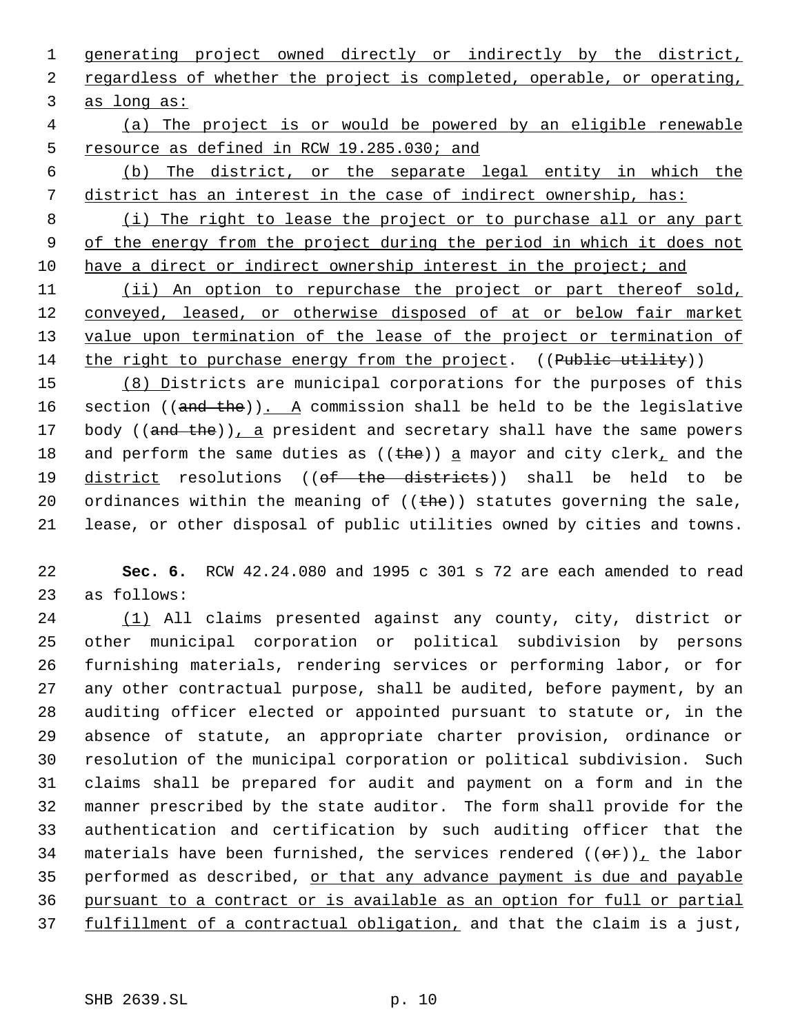generating project owned directly or indirectly by the district, regardless of whether the project is completed, operable, or operating, as long as:

(a) The project is or would be powered by an eligible renewable resource as defined in RCW 19.285.030; and

(b) The district, or the separate legal entity in which the district has an interest in the case of indirect ownership, has:

(i) The right to lease the project or to purchase all or any part of the energy from the project during the period in which it does not have a direct or indirect ownership interest in the project; and

(ii) An option to repurchase the project or part thereof sold, conveyed, leased, or otherwise disposed of at or below fair market value upon termination of the lease of the project or termination of the right to purchase energy from the project. ((~~Public utility~~))

(8) Districts are municipal corporations for the purposes of this section ((~~and the~~)). A commission shall be held to be the legislative body ((~~and the~~)), a president and secretary shall have the same powers and perform the same duties as ((~~the~~)) a mayor and city clerk, and the district resolutions ((~~of the districts~~)) shall be held to be ordinances within the meaning of ((~~the~~)) statutes governing the sale, lease, or other disposal of public utilities owned by cities and towns.

**Sec. 6.** RCW 42.24.080 and 1995 c 301 s 72 are each amended to read as follows:

(1) All claims presented against any county, city, district or other municipal corporation or political subdivision by persons furnishing materials, rendering services or performing labor, or for any other contractual purpose, shall be audited, before payment, by an auditing officer elected or appointed pursuant to statute or, in the absence of statute, an appropriate charter provision, ordinance or resolution of the municipal corporation or political subdivision. Such claims shall be prepared for audit and payment on a form and in the manner prescribed by the state auditor. The form shall provide for the authentication and certification by such auditing officer that the materials have been furnished, the services rendered ((~~or~~)), the labor performed as described, or that any advance payment is due and payable pursuant to a contract or is available as an option for full or partial fulfillment of a contractual obligation, and that the claim is a just,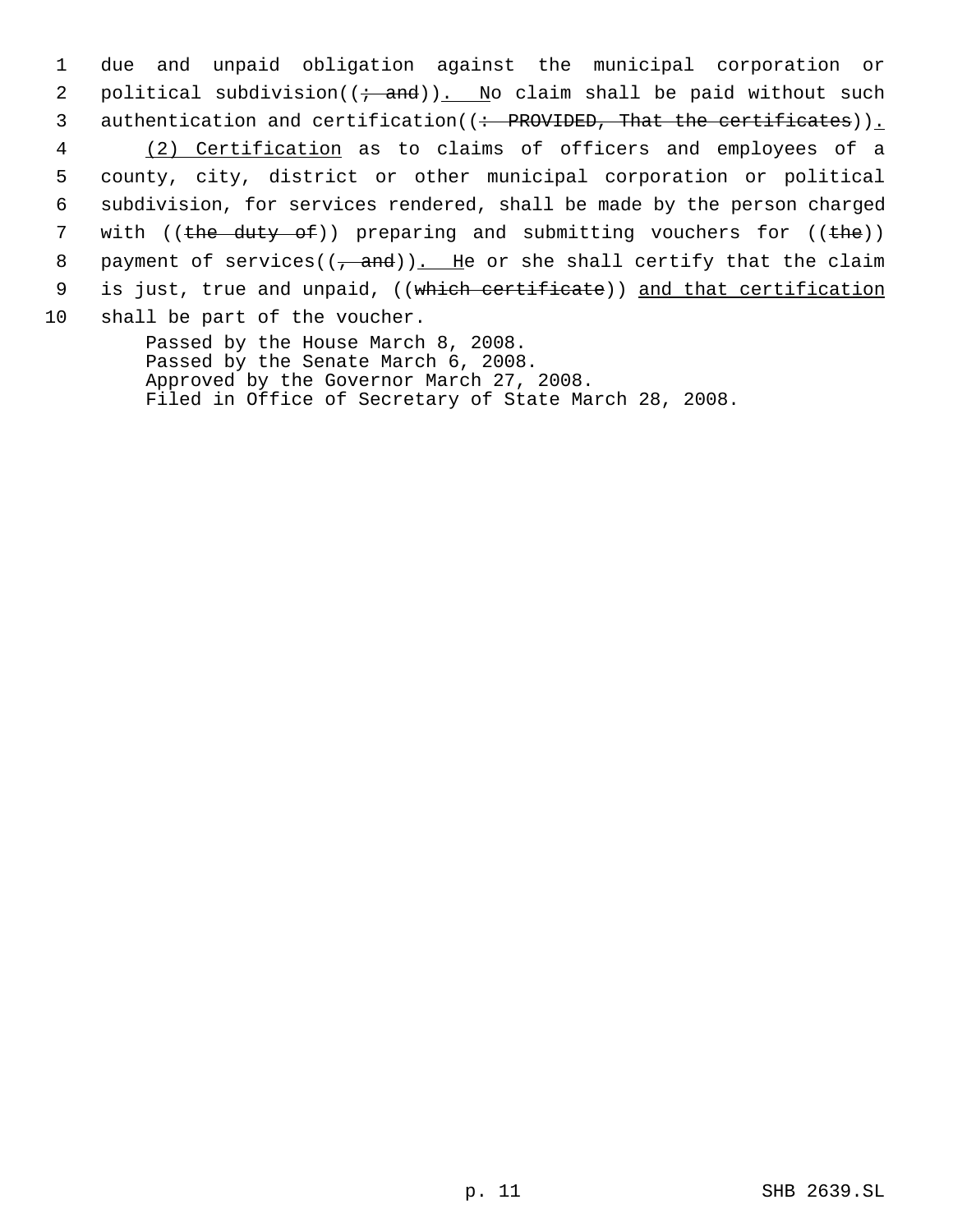due and unpaid obligation against the municipal corporation or political subdivision((~~; and~~)). No claim shall be paid without such authentication and certification((~~: PROVIDED, That the certificates~~)).

(2) Certification as to claims of officers and employees of a county, city, district or other municipal corporation or political subdivision, for services rendered, shall be made by the person charged with ((~~the duty of~~)) preparing and submitting vouchers for ((~~the~~)) payment of services((~~, and~~)). He or she shall certify that the claim is just, true and unpaid, ((~~which certificate~~)) and that certification shall be part of the voucher.

Passed by the House March 8, 2008.
Passed by the Senate March 6, 2008.
Approved by the Governor March 27, 2008.
Filed in Office of Secretary of State March 28, 2008.